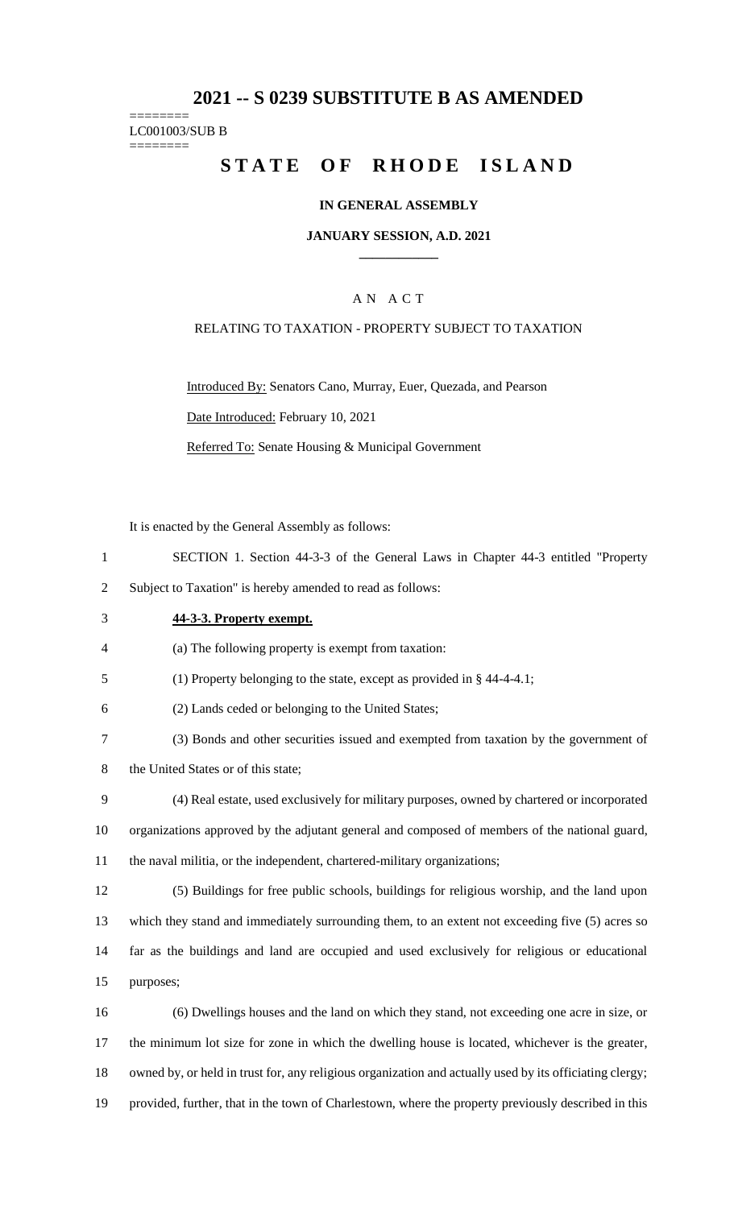# 2021 -- S 0239 SUBSTITUTE B AS AMENDED

========
LC001003/SUB B
========

# STATE OF RHODE ISLAND

### IN GENERAL ASSEMBLY

### JANUARY SESSION, A.D. 2021

A N A C T

RELATING TO TAXATION - PROPERTY SUBJECT TO TAXATION

Introduced By: Senators Cano, Murray, Euer, Quezada, and Pearson

Date Introduced: February 10, 2021

Referred To: Senate Housing & Municipal Government

It is enacted by the General Assembly as follows:

1 SECTION 1. Section 44-3-3 of the General Laws in Chapter 44-3 entitled "Property
2 Subject to Taxation" is hereby amended to read as follows:

3 **44-3-3. Property exempt.**

4 (a) The following property is exempt from taxation:

5 (1) Property belonging to the state, except as provided in § 44-4-4.1;

6 (2) Lands ceded or belonging to the United States;

7 (3) Bonds and other securities issued and exempted from taxation by the government of
8 the United States or of this state;

9 (4) Real estate, used exclusively for military purposes, owned by chartered or incorporated
10 organizations approved by the adjutant general and composed of members of the national guard,
11 the naval militia, or the independent, chartered-military organizations;

12 (5) Buildings for free public schools, buildings for religious worship, and the land upon
13 which they stand and immediately surrounding them, to an extent not exceeding five (5) acres so
14 far as the buildings and land are occupied and used exclusively for religious or educational
15 purposes;

16 (6) Dwellings houses and the land on which they stand, not exceeding one acre in size, or
17 the minimum lot size for zone in which the dwelling house is located, whichever is the greater,
18 owned by, or held in trust for, any religious organization and actually used by its officiating clergy;
19 provided, further, that in the town of Charlestown, where the property previously described in this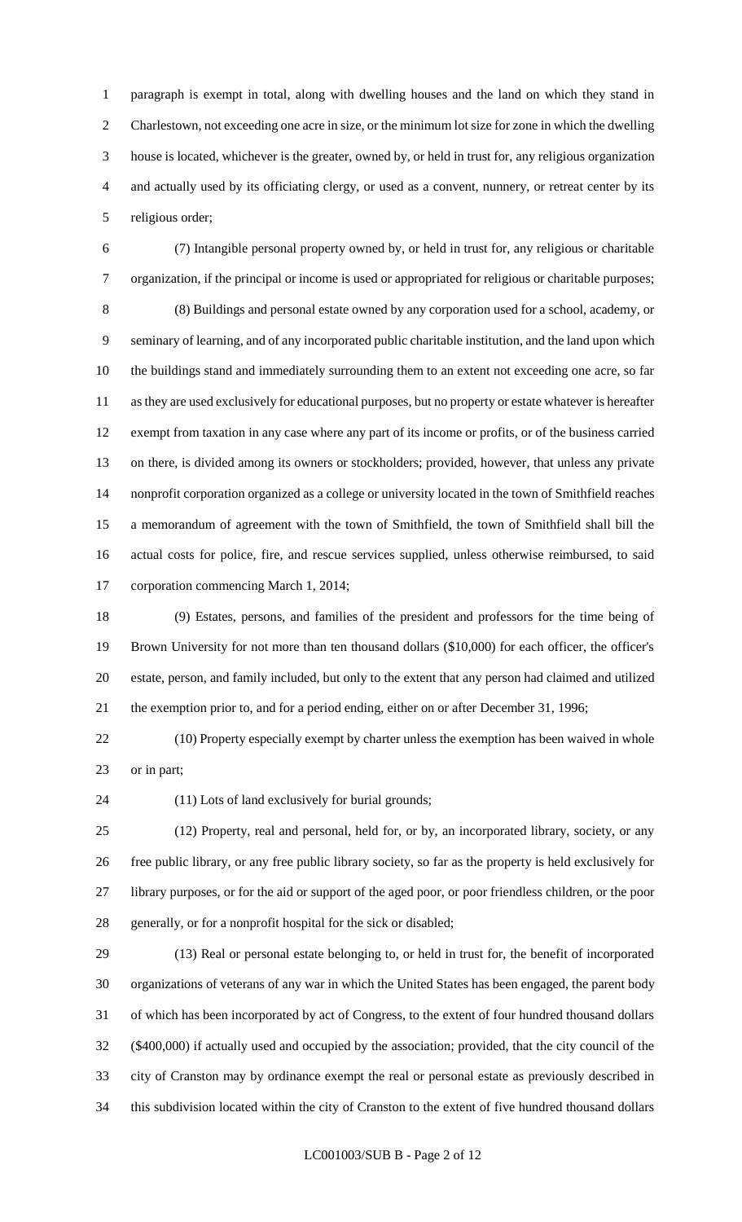paragraph is exempt in total, along with dwelling houses and the land on which they stand in Charlestown, not exceeding one acre in size, or the minimum lot size for zone in which the dwelling house is located, whichever is the greater, owned by, or held in trust for, any religious organization and actually used by its officiating clergy, or used as a convent, nunnery, or retreat center by its religious order;

(7) Intangible personal property owned by, or held in trust for, any religious or charitable organization, if the principal or income is used or appropriated for religious or charitable purposes;

(8) Buildings and personal estate owned by any corporation used for a school, academy, or seminary of learning, and of any incorporated public charitable institution, and the land upon which the buildings stand and immediately surrounding them to an extent not exceeding one acre, so far as they are used exclusively for educational purposes, but no property or estate whatever is hereafter exempt from taxation in any case where any part of its income or profits, or of the business carried on there, is divided among its owners or stockholders; provided, however, that unless any private nonprofit corporation organized as a college or university located in the town of Smithfield reaches a memorandum of agreement with the town of Smithfield, the town of Smithfield shall bill the actual costs for police, fire, and rescue services supplied, unless otherwise reimbursed, to said corporation commencing March 1, 2014;

(9) Estates, persons, and families of the president and professors for the time being of Brown University for not more than ten thousand dollars ($10,000) for each officer, the officer's estate, person, and family included, but only to the extent that any person had claimed and utilized the exemption prior to, and for a period ending, either on or after December 31, 1996;

(10) Property especially exempt by charter unless the exemption has been waived in whole or in part;

(11) Lots of land exclusively for burial grounds;

(12) Property, real and personal, held for, or by, an incorporated library, society, or any free public library, or any free public library society, so far as the property is held exclusively for library purposes, or for the aid or support of the aged poor, or poor friendless children, or the poor generally, or for a nonprofit hospital for the sick or disabled;

(13) Real or personal estate belonging to, or held in trust for, the benefit of incorporated organizations of veterans of any war in which the United States has been engaged, the parent body of which has been incorporated by act of Congress, to the extent of four hundred thousand dollars ($400,000) if actually used and occupied by the association; provided, that the city council of the city of Cranston may by ordinance exempt the real or personal estate as previously described in this subdivision located within the city of Cranston to the extent of five hundred thousand dollars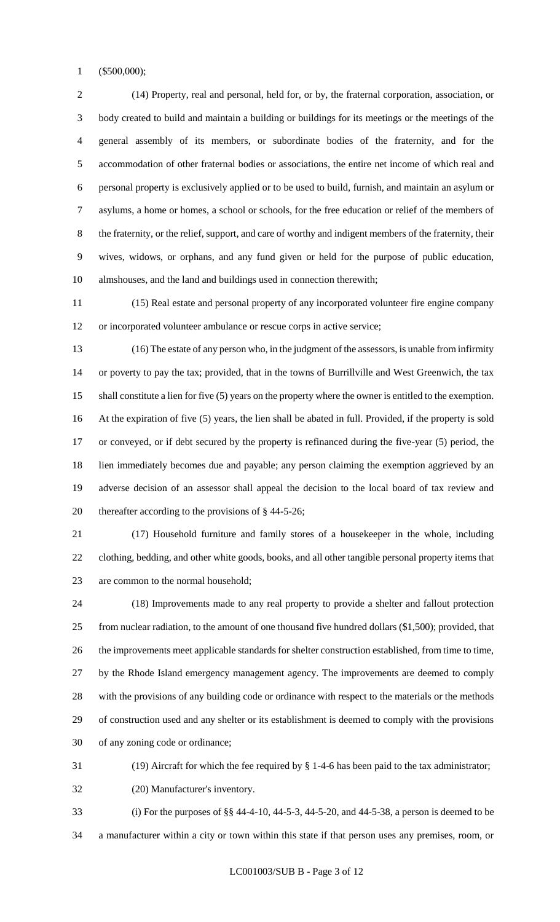($500,000);

(14) Property, real and personal, held for, or by, the fraternal corporation, association, or body created to build and maintain a building or buildings for its meetings or the meetings of the general assembly of its members, or subordinate bodies of the fraternity, and for the accommodation of other fraternal bodies or associations, the entire net income of which real and personal property is exclusively applied or to be used to build, furnish, and maintain an asylum or asylums, a home or homes, a school or schools, for the free education or relief of the members of the fraternity, or the relief, support, and care of worthy and indigent members of the fraternity, their wives, widows, or orphans, and any fund given or held for the purpose of public education, almshouses, and the land and buildings used in connection therewith;

(15) Real estate and personal property of any incorporated volunteer fire engine company or incorporated volunteer ambulance or rescue corps in active service;

(16) The estate of any person who, in the judgment of the assessors, is unable from infirmity or poverty to pay the tax; provided, that in the towns of Burrillville and West Greenwich, the tax shall constitute a lien for five (5) years on the property where the owner is entitled to the exemption. At the expiration of five (5) years, the lien shall be abated in full. Provided, if the property is sold or conveyed, or if debt secured by the property is refinanced during the five-year (5) period, the lien immediately becomes due and payable; any person claiming the exemption aggrieved by an adverse decision of an assessor shall appeal the decision to the local board of tax review and thereafter according to the provisions of § 44-5-26;

(17) Household furniture and family stores of a housekeeper in the whole, including clothing, bedding, and other white goods, books, and all other tangible personal property items that are common to the normal household;

(18) Improvements made to any real property to provide a shelter and fallout protection from nuclear radiation, to the amount of one thousand five hundred dollars ($1,500); provided, that the improvements meet applicable standards for shelter construction established, from time to time, by the Rhode Island emergency management agency. The improvements are deemed to comply with the provisions of any building code or ordinance with respect to the materials or the methods of construction used and any shelter or its establishment is deemed to comply with the provisions of any zoning code or ordinance;

(19) Aircraft for which the fee required by § 1-4-6 has been paid to the tax administrator;

(20) Manufacturer's inventory.

(i) For the purposes of §§ 44-4-10, 44-5-3, 44-5-20, and 44-5-38, a person is deemed to be a manufacturer within a city or town within this state if that person uses any premises, room, or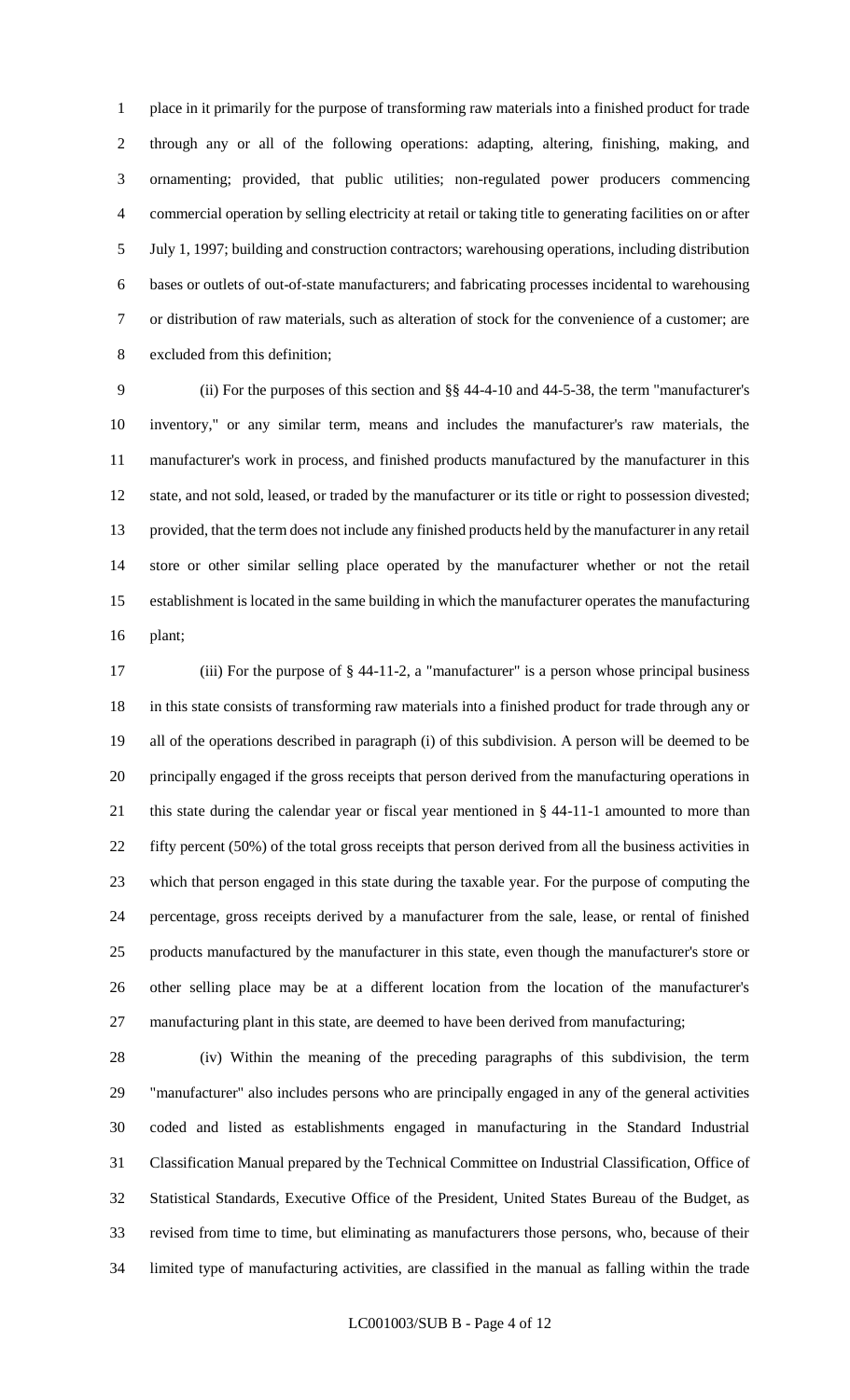place in it primarily for the purpose of transforming raw materials into a finished product for trade through any or all of the following operations: adapting, altering, finishing, making, and ornamenting; provided, that public utilities; non-regulated power producers commencing commercial operation by selling electricity at retail or taking title to generating facilities on or after July 1, 1997; building and construction contractors; warehousing operations, including distribution bases or outlets of out-of-state manufacturers; and fabricating processes incidental to warehousing or distribution of raw materials, such as alteration of stock for the convenience of a customer; are excluded from this definition;

(ii) For the purposes of this section and §§ 44-4-10 and 44-5-38, the term "manufacturer's inventory," or any similar term, means and includes the manufacturer's raw materials, the manufacturer's work in process, and finished products manufactured by the manufacturer in this state, and not sold, leased, or traded by the manufacturer or its title or right to possession divested; provided, that the term does not include any finished products held by the manufacturer in any retail store or other similar selling place operated by the manufacturer whether or not the retail establishment is located in the same building in which the manufacturer operates the manufacturing plant;

(iii) For the purpose of § 44-11-2, a "manufacturer" is a person whose principal business in this state consists of transforming raw materials into a finished product for trade through any or all of the operations described in paragraph (i) of this subdivision. A person will be deemed to be principally engaged if the gross receipts that person derived from the manufacturing operations in this state during the calendar year or fiscal year mentioned in § 44-11-1 amounted to more than fifty percent (50%) of the total gross receipts that person derived from all the business activities in which that person engaged in this state during the taxable year. For the purpose of computing the percentage, gross receipts derived by a manufacturer from the sale, lease, or rental of finished products manufactured by the manufacturer in this state, even though the manufacturer's store or other selling place may be at a different location from the location of the manufacturer's manufacturing plant in this state, are deemed to have been derived from manufacturing;

(iv) Within the meaning of the preceding paragraphs of this subdivision, the term "manufacturer" also includes persons who are principally engaged in any of the general activities coded and listed as establishments engaged in manufacturing in the Standard Industrial Classification Manual prepared by the Technical Committee on Industrial Classification, Office of Statistical Standards, Executive Office of the President, United States Bureau of the Budget, as revised from time to time, but eliminating as manufacturers those persons, who, because of their limited type of manufacturing activities, are classified in the manual as falling within the trade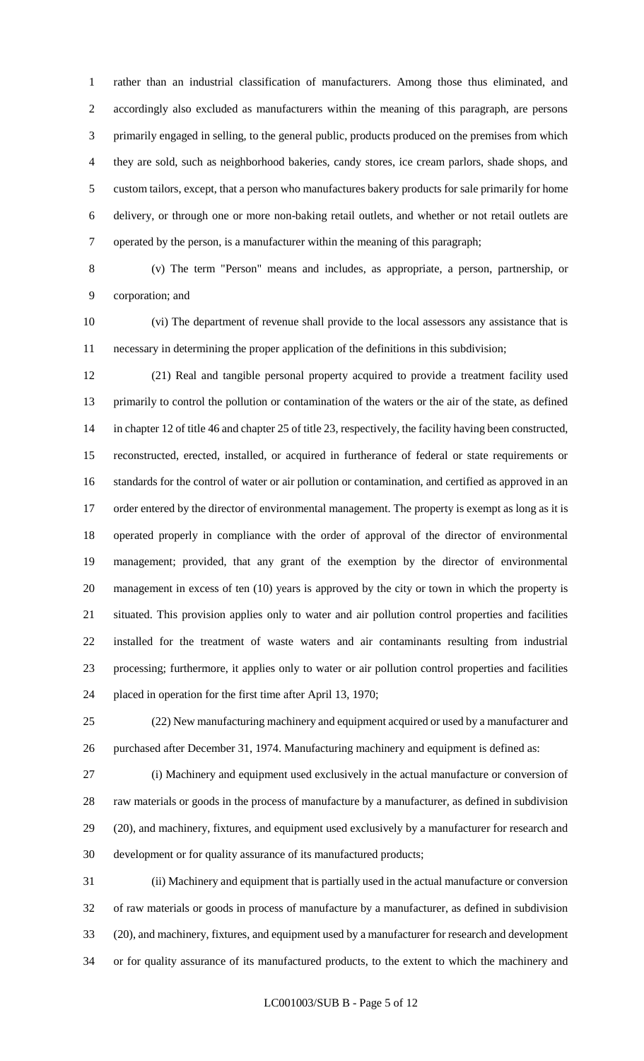rather than an industrial classification of manufacturers. Among those thus eliminated, and accordingly also excluded as manufacturers within the meaning of this paragraph, are persons primarily engaged in selling, to the general public, products produced on the premises from which they are sold, such as neighborhood bakeries, candy stores, ice cream parlors, shade shops, and custom tailors, except, that a person who manufactures bakery products for sale primarily for home delivery, or through one or more non-baking retail outlets, and whether or not retail outlets are operated by the person, is a manufacturer within the meaning of this paragraph;

(v) The term "Person" means and includes, as appropriate, a person, partnership, or corporation; and

(vi) The department of revenue shall provide to the local assessors any assistance that is necessary in determining the proper application of the definitions in this subdivision;

(21) Real and tangible personal property acquired to provide a treatment facility used primarily to control the pollution or contamination of the waters or the air of the state, as defined in chapter 12 of title 46 and chapter 25 of title 23, respectively, the facility having been constructed, reconstructed, erected, installed, or acquired in furtherance of federal or state requirements or standards for the control of water or air pollution or contamination, and certified as approved in an order entered by the director of environmental management. The property is exempt as long as it is operated properly in compliance with the order of approval of the director of environmental management; provided, that any grant of the exemption by the director of environmental management in excess of ten (10) years is approved by the city or town in which the property is situated. This provision applies only to water and air pollution control properties and facilities installed for the treatment of waste waters and air contaminants resulting from industrial processing; furthermore, it applies only to water or air pollution control properties and facilities placed in operation for the first time after April 13, 1970;

(22) New manufacturing machinery and equipment acquired or used by a manufacturer and purchased after December 31, 1974. Manufacturing machinery and equipment is defined as:

(i) Machinery and equipment used exclusively in the actual manufacture or conversion of raw materials or goods in the process of manufacture by a manufacturer, as defined in subdivision (20), and machinery, fixtures, and equipment used exclusively by a manufacturer for research and development or for quality assurance of its manufactured products;

(ii) Machinery and equipment that is partially used in the actual manufacture or conversion of raw materials or goods in process of manufacture by a manufacturer, as defined in subdivision (20), and machinery, fixtures, and equipment used by a manufacturer for research and development or for quality assurance of its manufactured products, to the extent to which the machinery and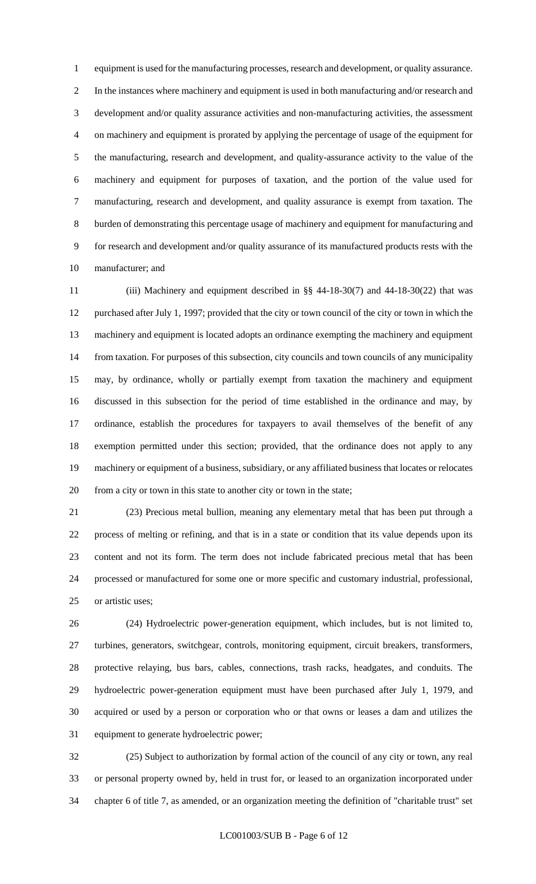equipment is used for the manufacturing processes, research and development, or quality assurance. In the instances where machinery and equipment is used in both manufacturing and/or research and development and/or quality assurance activities and non-manufacturing activities, the assessment on machinery and equipment is prorated by applying the percentage of usage of the equipment for the manufacturing, research and development, and quality-assurance activity to the value of the machinery and equipment for purposes of taxation, and the portion of the value used for manufacturing, research and development, and quality assurance is exempt from taxation. The burden of demonstrating this percentage usage of machinery and equipment for manufacturing and for research and development and/or quality assurance of its manufactured products rests with the manufacturer; and

(iii) Machinery and equipment described in §§ 44-18-30(7) and 44-18-30(22) that was purchased after July 1, 1997; provided that the city or town council of the city or town in which the machinery and equipment is located adopts an ordinance exempting the machinery and equipment from taxation. For purposes of this subsection, city councils and town councils of any municipality may, by ordinance, wholly or partially exempt from taxation the machinery and equipment discussed in this subsection for the period of time established in the ordinance and may, by ordinance, establish the procedures for taxpayers to avail themselves of the benefit of any exemption permitted under this section; provided, that the ordinance does not apply to any machinery or equipment of a business, subsidiary, or any affiliated business that locates or relocates from a city or town in this state to another city or town in the state;

(23) Precious metal bullion, meaning any elementary metal that has been put through a process of melting or refining, and that is in a state or condition that its value depends upon its content and not its form. The term does not include fabricated precious metal that has been processed or manufactured for some one or more specific and customary industrial, professional, or artistic uses;

(24) Hydroelectric power-generation equipment, which includes, but is not limited to, turbines, generators, switchgear, controls, monitoring equipment, circuit breakers, transformers, protective relaying, bus bars, cables, connections, trash racks, headgates, and conduits. The hydroelectric power-generation equipment must have been purchased after July 1, 1979, and acquired or used by a person or corporation who or that owns or leases a dam and utilizes the equipment to generate hydroelectric power;

(25) Subject to authorization by formal action of the council of any city or town, any real or personal property owned by, held in trust for, or leased to an organization incorporated under chapter 6 of title 7, as amended, or an organization meeting the definition of "charitable trust" set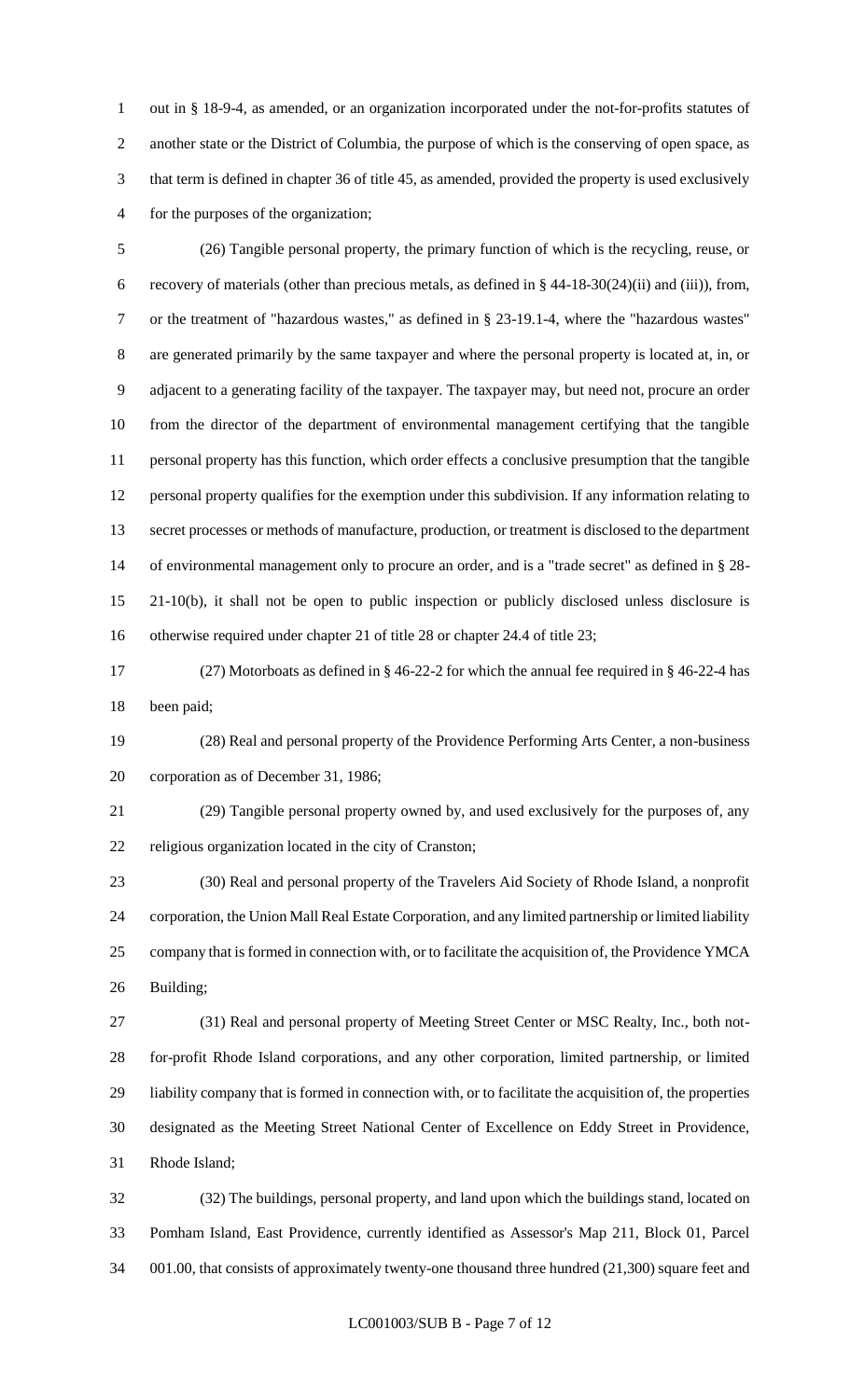out in § 18-9-4, as amended, or an organization incorporated under the not-for-profits statutes of another state or the District of Columbia, the purpose of which is the conserving of open space, as that term is defined in chapter 36 of title 45, as amended, provided the property is used exclusively for the purposes of the organization;

(26) Tangible personal property, the primary function of which is the recycling, reuse, or recovery of materials (other than precious metals, as defined in § 44-18-30(24)(ii) and (iii)), from, or the treatment of "hazardous wastes," as defined in § 23-19.1-4, where the "hazardous wastes" are generated primarily by the same taxpayer and where the personal property is located at, in, or adjacent to a generating facility of the taxpayer. The taxpayer may, but need not, procure an order from the director of the department of environmental management certifying that the tangible personal property has this function, which order effects a conclusive presumption that the tangible personal property qualifies for the exemption under this subdivision. If any information relating to secret processes or methods of manufacture, production, or treatment is disclosed to the department of environmental management only to procure an order, and is a "trade secret" as defined in § 28-21-10(b), it shall not be open to public inspection or publicly disclosed unless disclosure is otherwise required under chapter 21 of title 28 or chapter 24.4 of title 23;

(27) Motorboats as defined in § 46-22-2 for which the annual fee required in § 46-22-4 has been paid;

(28) Real and personal property of the Providence Performing Arts Center, a non-business corporation as of December 31, 1986;

(29) Tangible personal property owned by, and used exclusively for the purposes of, any religious organization located in the city of Cranston;

(30) Real and personal property of the Travelers Aid Society of Rhode Island, a nonprofit corporation, the Union Mall Real Estate Corporation, and any limited partnership or limited liability company that is formed in connection with, or to facilitate the acquisition of, the Providence YMCA Building;

(31) Real and personal property of Meeting Street Center or MSC Realty, Inc., both not-for-profit Rhode Island corporations, and any other corporation, limited partnership, or limited liability company that is formed in connection with, or to facilitate the acquisition of, the properties designated as the Meeting Street National Center of Excellence on Eddy Street in Providence, Rhode Island;

(32) The buildings, personal property, and land upon which the buildings stand, located on Pomham Island, East Providence, currently identified as Assessor's Map 211, Block 01, Parcel 001.00, that consists of approximately twenty-one thousand three hundred (21,300) square feet and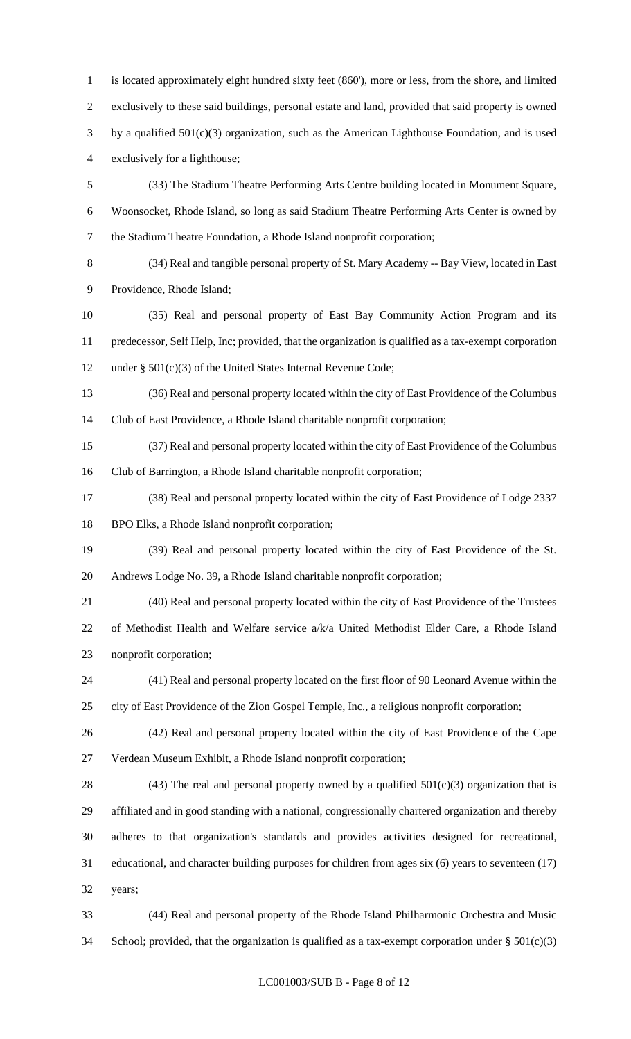is located approximately eight hundred sixty feet (860'), more or less, from the shore, and limited exclusively to these said buildings, personal estate and land, provided that said property is owned by a qualified 501(c)(3) organization, such as the American Lighthouse Foundation, and is used exclusively for a lighthouse;

(33) The Stadium Theatre Performing Arts Centre building located in Monument Square, Woonsocket, Rhode Island, so long as said Stadium Theatre Performing Arts Center is owned by the Stadium Theatre Foundation, a Rhode Island nonprofit corporation;

(34) Real and tangible personal property of St. Mary Academy -- Bay View, located in East Providence, Rhode Island;

(35) Real and personal property of East Bay Community Action Program and its predecessor, Self Help, Inc; provided, that the organization is qualified as a tax-exempt corporation under § 501(c)(3) of the United States Internal Revenue Code;

(36) Real and personal property located within the city of East Providence of the Columbus Club of East Providence, a Rhode Island charitable nonprofit corporation;

(37) Real and personal property located within the city of East Providence of the Columbus Club of Barrington, a Rhode Island charitable nonprofit corporation;

(38) Real and personal property located within the city of East Providence of Lodge 2337 BPO Elks, a Rhode Island nonprofit corporation;

(39) Real and personal property located within the city of East Providence of the St. Andrews Lodge No. 39, a Rhode Island charitable nonprofit corporation;

(40) Real and personal property located within the city of East Providence of the Trustees of Methodist Health and Welfare service a/k/a United Methodist Elder Care, a Rhode Island nonprofit corporation;

(41) Real and personal property located on the first floor of 90 Leonard Avenue within the city of East Providence of the Zion Gospel Temple, Inc., a religious nonprofit corporation;

(42) Real and personal property located within the city of East Providence of the Cape Verdean Museum Exhibit, a Rhode Island nonprofit corporation;

(43) The real and personal property owned by a qualified 501(c)(3) organization that is affiliated and in good standing with a national, congressionally chartered organization and thereby adheres to that organization's standards and provides activities designed for recreational, educational, and character building purposes for children from ages six (6) years to seventeen (17) years;

(44) Real and personal property of the Rhode Island Philharmonic Orchestra and Music School; provided, that the organization is qualified as a tax-exempt corporation under § 501(c)(3)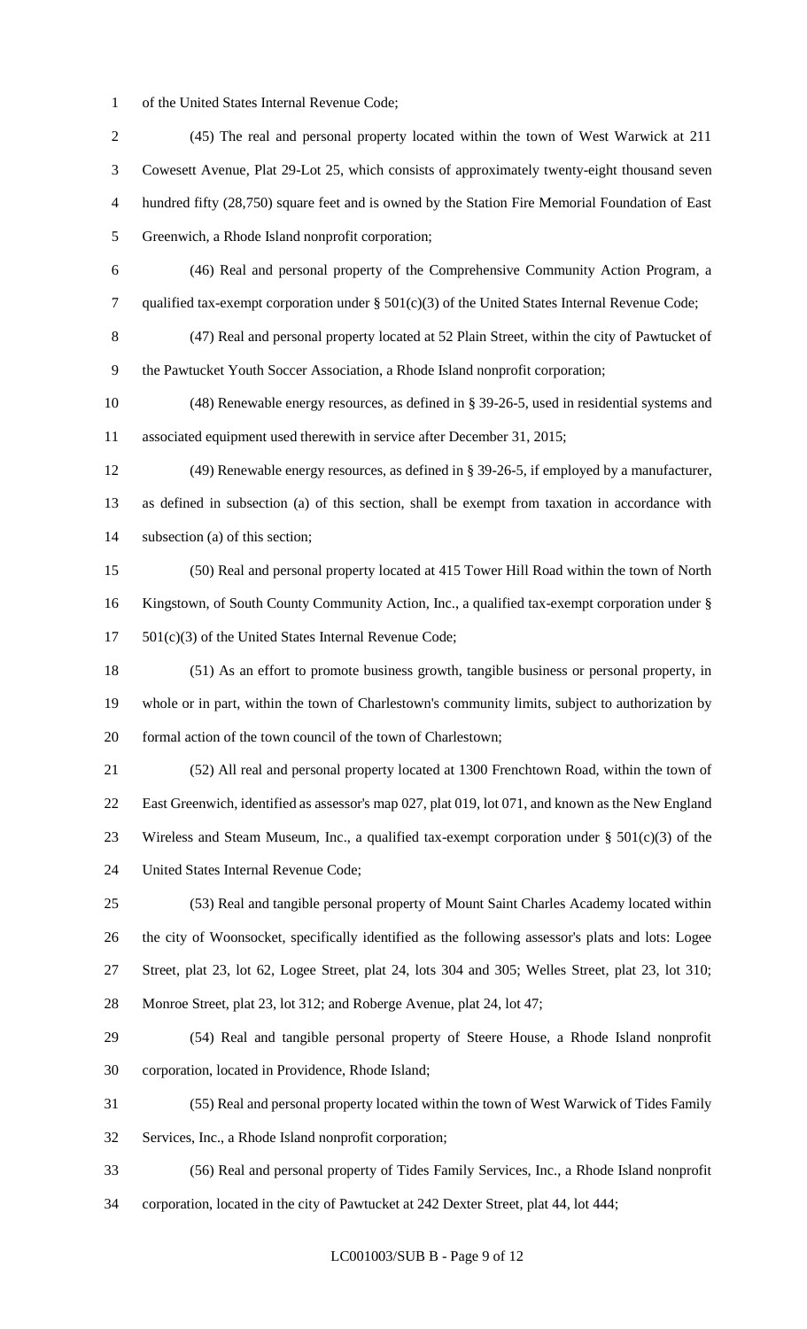of the United States Internal Revenue Code;

(45) The real and personal property located within the town of West Warwick at 211 Cowesett Avenue, Plat 29-Lot 25, which consists of approximately twenty-eight thousand seven hundred fifty (28,750) square feet and is owned by the Station Fire Memorial Foundation of East Greenwich, a Rhode Island nonprofit corporation;

(46) Real and personal property of the Comprehensive Community Action Program, a qualified tax-exempt corporation under § 501(c)(3) of the United States Internal Revenue Code;

(47) Real and personal property located at 52 Plain Street, within the city of Pawtucket of the Pawtucket Youth Soccer Association, a Rhode Island nonprofit corporation;

(48) Renewable energy resources, as defined in § 39-26-5, used in residential systems and associated equipment used therewith in service after December 31, 2015;

(49) Renewable energy resources, as defined in § 39-26-5, if employed by a manufacturer, as defined in subsection (a) of this section, shall be exempt from taxation in accordance with subsection (a) of this section;

(50) Real and personal property located at 415 Tower Hill Road within the town of North Kingstown, of South County Community Action, Inc., a qualified tax-exempt corporation under § 501(c)(3) of the United States Internal Revenue Code;

(51) As an effort to promote business growth, tangible business or personal property, in whole or in part, within the town of Charlestown's community limits, subject to authorization by formal action of the town council of the town of Charlestown;

(52) All real and personal property located at 1300 Frenchtown Road, within the town of East Greenwich, identified as assessor's map 027, plat 019, lot 071, and known as the New England Wireless and Steam Museum, Inc., a qualified tax-exempt corporation under § 501(c)(3) of the United States Internal Revenue Code;

(53) Real and tangible personal property of Mount Saint Charles Academy located within the city of Woonsocket, specifically identified as the following assessor's plats and lots: Logee Street, plat 23, lot 62, Logee Street, plat 24, lots 304 and 305; Welles Street, plat 23, lot 310; Monroe Street, plat 23, lot 312; and Roberge Avenue, plat 24, lot 47;

(54) Real and tangible personal property of Steere House, a Rhode Island nonprofit corporation, located in Providence, Rhode Island;

(55) Real and personal property located within the town of West Warwick of Tides Family Services, Inc., a Rhode Island nonprofit corporation;

(56) Real and personal property of Tides Family Services, Inc., a Rhode Island nonprofit corporation, located in the city of Pawtucket at 242 Dexter Street, plat 44, lot 444;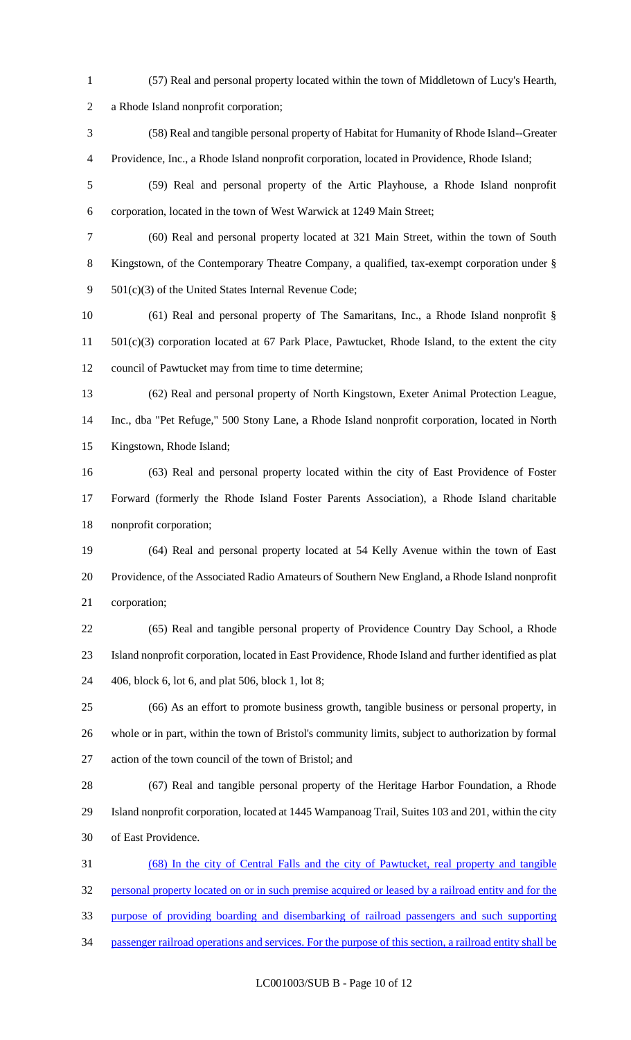(57) Real and personal property located within the town of Middletown of Lucy's Hearth, a Rhode Island nonprofit corporation;

(58) Real and tangible personal property of Habitat for Humanity of Rhode Island--Greater Providence, Inc., a Rhode Island nonprofit corporation, located in Providence, Rhode Island;

(59) Real and personal property of the Artic Playhouse, a Rhode Island nonprofit corporation, located in the town of West Warwick at 1249 Main Street;

(60) Real and personal property located at 321 Main Street, within the town of South Kingstown, of the Contemporary Theatre Company, a qualified, tax-exempt corporation under § 501(c)(3) of the United States Internal Revenue Code;

(61) Real and personal property of The Samaritans, Inc., a Rhode Island nonprofit § 501(c)(3) corporation located at 67 Park Place, Pawtucket, Rhode Island, to the extent the city council of Pawtucket may from time to time determine;

(62) Real and personal property of North Kingstown, Exeter Animal Protection League, Inc., dba "Pet Refuge," 500 Stony Lane, a Rhode Island nonprofit corporation, located in North Kingstown, Rhode Island;

(63) Real and personal property located within the city of East Providence of Foster Forward (formerly the Rhode Island Foster Parents Association), a Rhode Island charitable nonprofit corporation;

(64) Real and personal property located at 54 Kelly Avenue within the town of East Providence, of the Associated Radio Amateurs of Southern New England, a Rhode Island nonprofit corporation;

(65) Real and tangible personal property of Providence Country Day School, a Rhode Island nonprofit corporation, located in East Providence, Rhode Island and further identified as plat 406, block 6, lot 6, and plat 506, block 1, lot 8;

(66) As an effort to promote business growth, tangible business or personal property, in whole or in part, within the town of Bristol's community limits, subject to authorization by formal action of the town council of the town of Bristol; and

(67) Real and tangible personal property of the Heritage Harbor Foundation, a Rhode Island nonprofit corporation, located at 1445 Wampanoag Trail, Suites 103 and 201, within the city of East Providence.

(68) In the city of Central Falls and the city of Pawtucket, real property and tangible personal property located on or in such premise acquired or leased by a railroad entity and for the purpose of providing boarding and disembarking of railroad passengers and such supporting passenger railroad operations and services. For the purpose of this section, a railroad entity shall be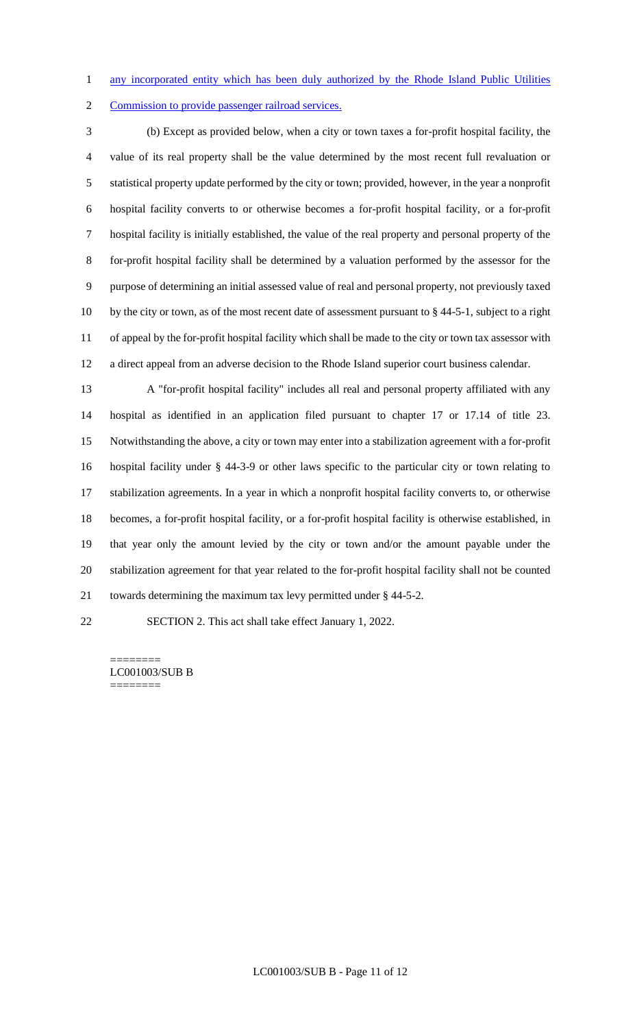any incorporated entity which has been duly authorized by the Rhode Island Public Utilities Commission to provide passenger railroad services.

(b) Except as provided below, when a city or town taxes a for-profit hospital facility, the value of its real property shall be the value determined by the most recent full revaluation or statistical property update performed by the city or town; provided, however, in the year a nonprofit hospital facility converts to or otherwise becomes a for-profit hospital facility, or a for-profit hospital facility is initially established, the value of the real property and personal property of the for-profit hospital facility shall be determined by a valuation performed by the assessor for the purpose of determining an initial assessed value of real and personal property, not previously taxed by the city or town, as of the most recent date of assessment pursuant to § 44-5-1, subject to a right of appeal by the for-profit hospital facility which shall be made to the city or town tax assessor with a direct appeal from an adverse decision to the Rhode Island superior court business calendar.

A "for-profit hospital facility" includes all real and personal property affiliated with any hospital as identified in an application filed pursuant to chapter 17 or 17.14 of title 23. Notwithstanding the above, a city or town may enter into a stabilization agreement with a for-profit hospital facility under § 44-3-9 or other laws specific to the particular city or town relating to stabilization agreements. In a year in which a nonprofit hospital facility converts to, or otherwise becomes, a for-profit hospital facility, or a for-profit hospital facility is otherwise established, in that year only the amount levied by the city or town and/or the amount payable under the stabilization agreement for that year related to the for-profit hospital facility shall not be counted towards determining the maximum tax levy permitted under § 44-5-2.

SECTION 2. This act shall take effect January 1, 2022.

========
LC001003/SUB B
========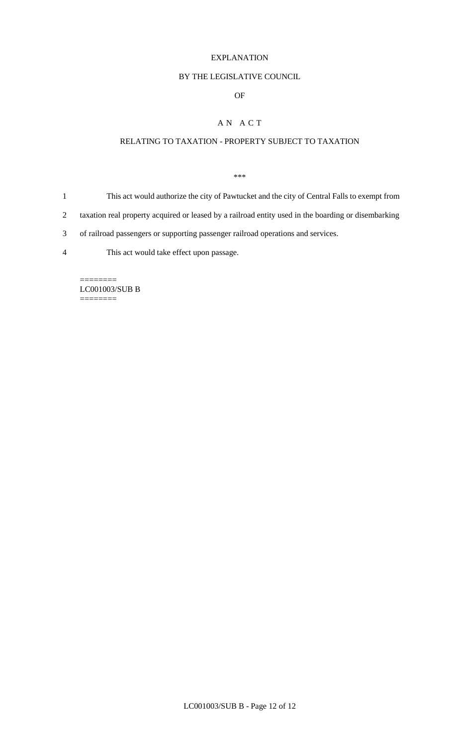EXPLANATION

BY THE LEGISLATIVE COUNCIL

OF

A N A C T

RELATING TO TAXATION - PROPERTY SUBJECT TO TAXATION

\*\*\*

1 This act would authorize the city of Pawtucket and the city of Central Falls to exempt from
2 taxation real property acquired or leased by a railroad entity used in the boarding or disembarking
3 of railroad passengers or supporting passenger railroad operations and services.
4 This act would take effect upon passage.

========
LC001003/SUB B
========